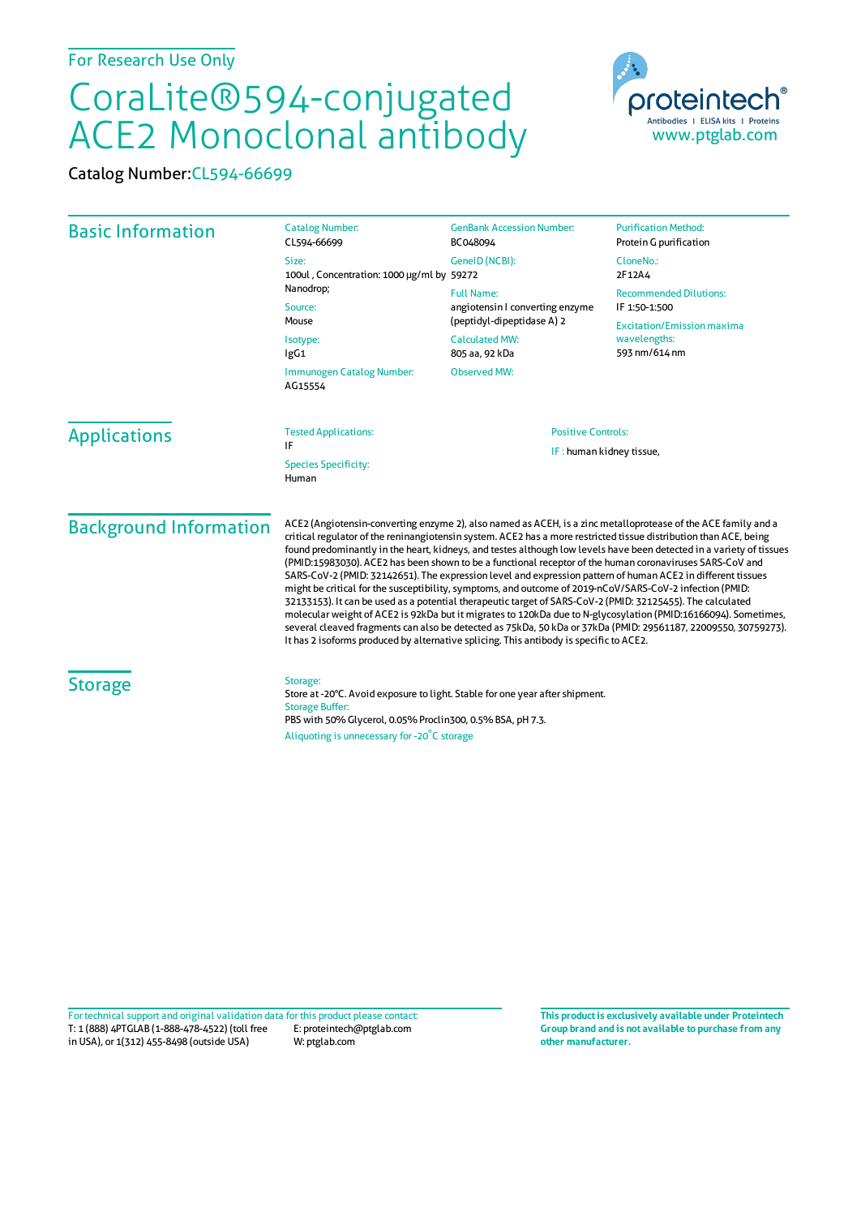For Research Use Only

# CoraLite®594-conjugated ACE2 Monoclonal antibody

Catalog Number: CL594-66699

proteintech® Antibodies | ELISA kits | Proteins www.ptglab.com

## Basic Information

**Catalog Number:**
CL594-66699

**Size:**
100ul , Concentration: 1000 μg/ml by Nanodrop;

**Source:**
Mouse

**Isotype:**
IgG1

**Immunogen Catalog Number:**
AG15554

**GenBank Accession Number:**
BC048094

**GeneID (NCBI):**
59272

**Full Name:**
angiotensin I converting enzyme (peptidyl-dipeptidase A) 2

**Calculated MW:**
805 aa, 92 kDa

**Observed MW:**

**Purification Method:**
Protein G purification

**CloneNo.:**
2F12A4

**Recommended Dilutions:**
IF 1:50-1:500

**Excitation/Emission maxima wavelengths:**
593 nm/614 nm

## Applications

**Tested Applications:**
IF

**Species Specificity:**
Human

**Positive Controls:**

IF : human kidney tissue,

## Background Information

ACE2 (Angiotensin-converting enzyme 2), also named as ACEH, is a zinc metalloprotease of the ACE family and a critical regulator of the reninangiotensin system. ACE2 has a more restricted tissue distribution than ACE, being found predominantly in the heart, kidneys, and testes although low levels have been detected in a variety of tissues (PMID:15983030). ACE2 has been shown to be a functional receptor of the human coronaviruses SARS-CoV and SARS-CoV-2 (PMID: 32142651). The expression level and expression pattern of human ACE2 in different tissues might be critical for the susceptibility, symptoms, and outcome of 2019-nCoV/SARS-CoV-2 infection (PMID: 32133153). It can be used as a potential therapeutic target of SARS-CoV-2 (PMID: 32125455). The calculated molecular weight of ACE2 is 92kDa but it migrates to 120kDa due to N-glycosylation (PMID:16166094). Sometimes, several cleaved fragments can also be detected as 75kDa, 50 kDa or 37kDa (PMID: 29561187, 22009550, 30759273). It has 2 isoforms produced by alternative splicing. This antibody is specific to ACE2.

## Storage

**Storage:**
Store at -20°C. Avoid exposure to light. Stable for one year after shipment.

**Storage Buffer:**
PBS with 50% Glycerol, 0.05% Proclin300, 0.5% BSA, pH 7.3.

Aliquoting is unnecessary for -20°C storage

For technical support and original validation data for this product please contact:
T: 1 (888) 4PTGLAB (1-888-478-4522) (toll free in USA), or 1(312) 455-8498 (outside USA)
E: proteintech@ptglab.com
W: ptglab.com

**This product is exclusively available under Proteintech Group brand and is not available to purchase from any other manufacturer.**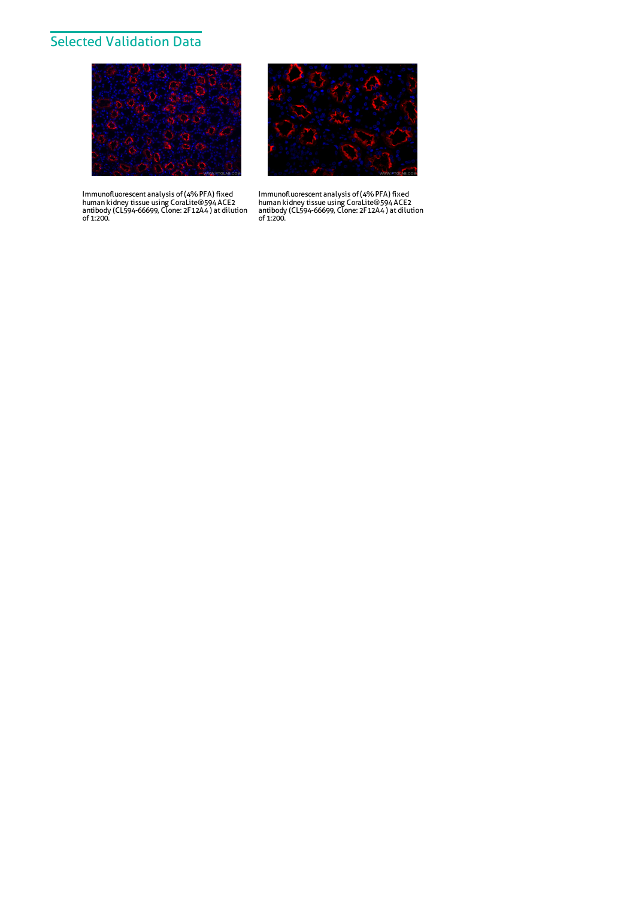## Selected Validation Data

Immunofluorescent analysis of (4% PFA) fixed human kidney tissue using CoraLite®594 ACE2 antibody (CL594-66699, Clone: 2F12A4 ) at dilution of 1:200.

Immunofluorescent analysis of (4% PFA) fixed human kidney tissue using CoraLite®594 ACE2 antibody (CL594-66699, Clone: 2F12A4 ) at dilution of 1:200.